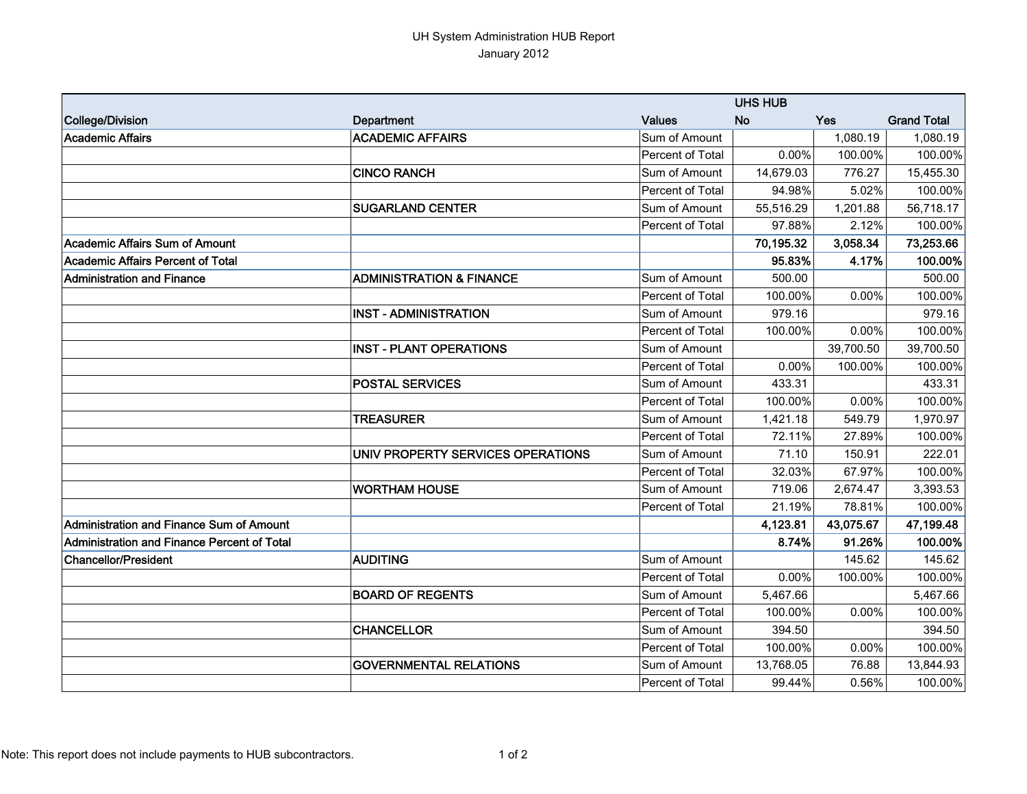# UH System Administration HUB Report

January 2012

| College/Division | Department | Values | UHS HUB No | Yes | Grand Total |
|---|---|---|---|---|---|
| Academic Affairs | ACADEMIC AFFAIRS | Sum of Amount | | 1,080.19 | 1,080.19 |
| | | Percent of Total | 0.00% | 100.00% | 100.00% |
| | CINCO RANCH | Sum of Amount | 14,679.03 | 776.27 | 15,455.30 |
| | | Percent of Total | 94.98% | 5.02% | 100.00% |
| | SUGARLAND CENTER | Sum of Amount | 55,516.29 | 1,201.88 | 56,718.17 |
| | | Percent of Total | 97.88% | 2.12% | 100.00% |
| **Academic Affairs Sum of Amount** | | | **70,195.32** | **3,058.34** | **73,253.66** |
| **Academic Affairs Percent of Total** | | | **95.83%** | **4.17%** | **100.00%** |
| Administration and Finance | ADMINISTRATION & FINANCE | Sum of Amount | 500.00 | | 500.00 |
| | | Percent of Total | 100.00% | 0.00% | 100.00% |
| | INST - ADMINISTRATION | Sum of Amount | 979.16 | | 979.16 |
| | | Percent of Total | 100.00% | 0.00% | 100.00% |
| | INST - PLANT OPERATIONS | Sum of Amount | | 39,700.50 | 39,700.50 |
| | | Percent of Total | 0.00% | 100.00% | 100.00% |
| | POSTAL SERVICES | Sum of Amount | 433.31 | | 433.31 |
| | | Percent of Total | 100.00% | 0.00% | 100.00% |
| | TREASURER | Sum of Amount | 1,421.18 | 549.79 | 1,970.97 |
| | | Percent of Total | 72.11% | 27.89% | 100.00% |
| | UNIV PROPERTY SERVICES OPERATIONS | Sum of Amount | 71.10 | 150.91 | 222.01 |
| | | Percent of Total | 32.03% | 67.97% | 100.00% |
| | WORTHAM HOUSE | Sum of Amount | 719.06 | 2,674.47 | 3,393.53 |
| | | Percent of Total | 21.19% | 78.81% | 100.00% |
| **Administration and Finance Sum of Amount** | | | **4,123.81** | **43,075.67** | **47,199.48** |
| **Administration and Finance Percent of Total** | | | **8.74%** | **91.26%** | **100.00%** |
| Chancellor/President | AUDITING | Sum of Amount | | 145.62 | 145.62 |
| | | Percent of Total | 0.00% | 100.00% | 100.00% |
| | BOARD OF REGENTS | Sum of Amount | 5,467.66 | | 5,467.66 |
| | | Percent of Total | 100.00% | 0.00% | 100.00% |
| | CHANCELLOR | Sum of Amount | 394.50 | | 394.50 |
| | | Percent of Total | 100.00% | 0.00% | 100.00% |
| | GOVERNMENTAL RELATIONS | Sum of Amount | 13,768.05 | 76.88 | 13,844.93 |
| | | Percent of Total | 99.44% | 0.56% | 100.00% |

Note: This report does not include payments to HUB subcontractors.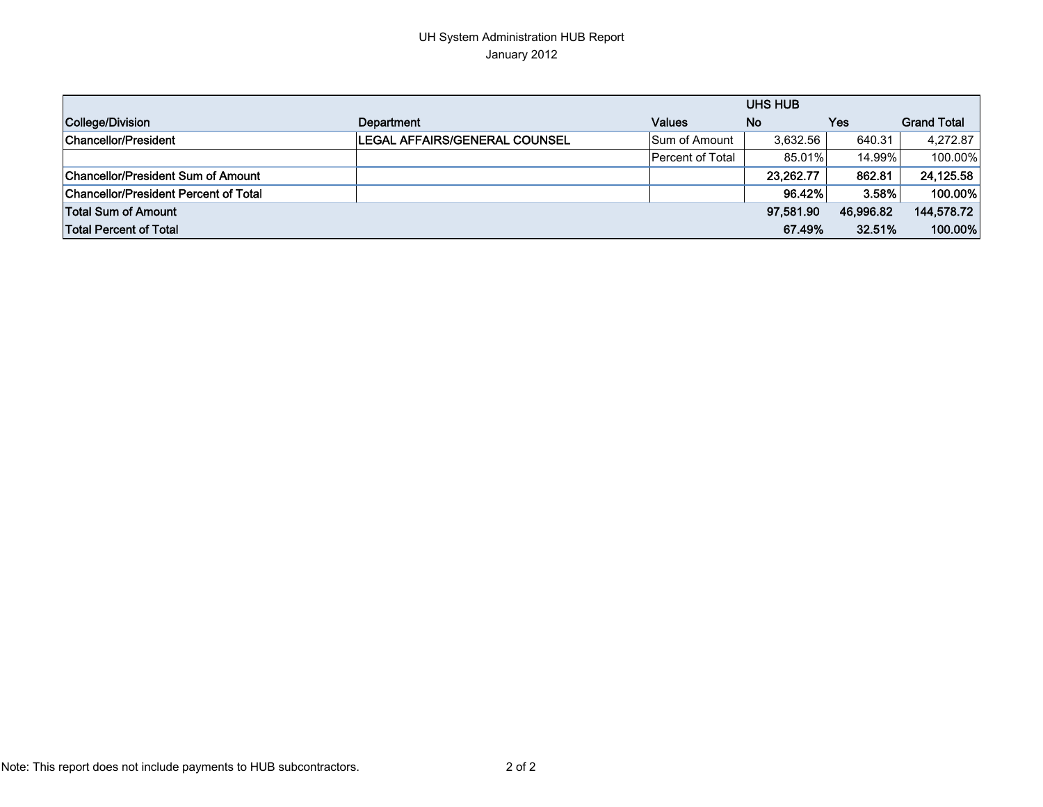UH System Administration HUB Report
January 2012

| | | | UHS HUB | | |
|---|---|---|---|---|---|
| **College/Division** | **Department** | **Values** | **No** | **Yes** | **Grand Total** |
| **Chancellor/President** | **LEGAL AFFAIRS/GENERAL COUNSEL** | Sum of Amount | 3,632.56 | 640.31 | 4,272.87 |
| | | Percent of Total | 85.01% | 14.99% | 100.00% |
| **Chancellor/President Sum of Amount** | | | **23,262.77** | **862.81** | **24,125.58** |
| **Chancellor/President Percent of Total** | | | **96.42%** | **3.58%** | **100.00%** |
| **Total Sum of Amount** | | | **97,581.90** | **46,996.82** | **144,578.72** |
| **Total Percent of Total** | | | **67.49%** | **32.51%** | **100.00%** |

Note: This report does not include payments to HUB subcontractors.